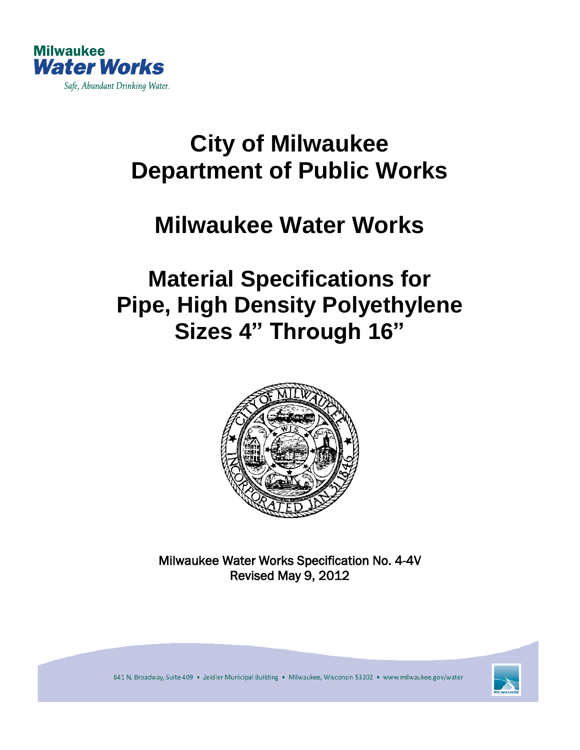Milwaukee
Water Works
Safe, Abundant Drinking Water.

# City of Milwaukee
# Department of Public Works

# Milwaukee Water Works

# Material Specifications for Pipe, High Density Polyethylene Sizes 4" Through 16"

Milwaukee Water Works Specification No. 4-4V
Revised May 9, 2012

841 N. Broadway, Suite 409 • Zeidler Municipal Building • Milwaukee, Wisconsin 53202 • www.milwaukee.gov/water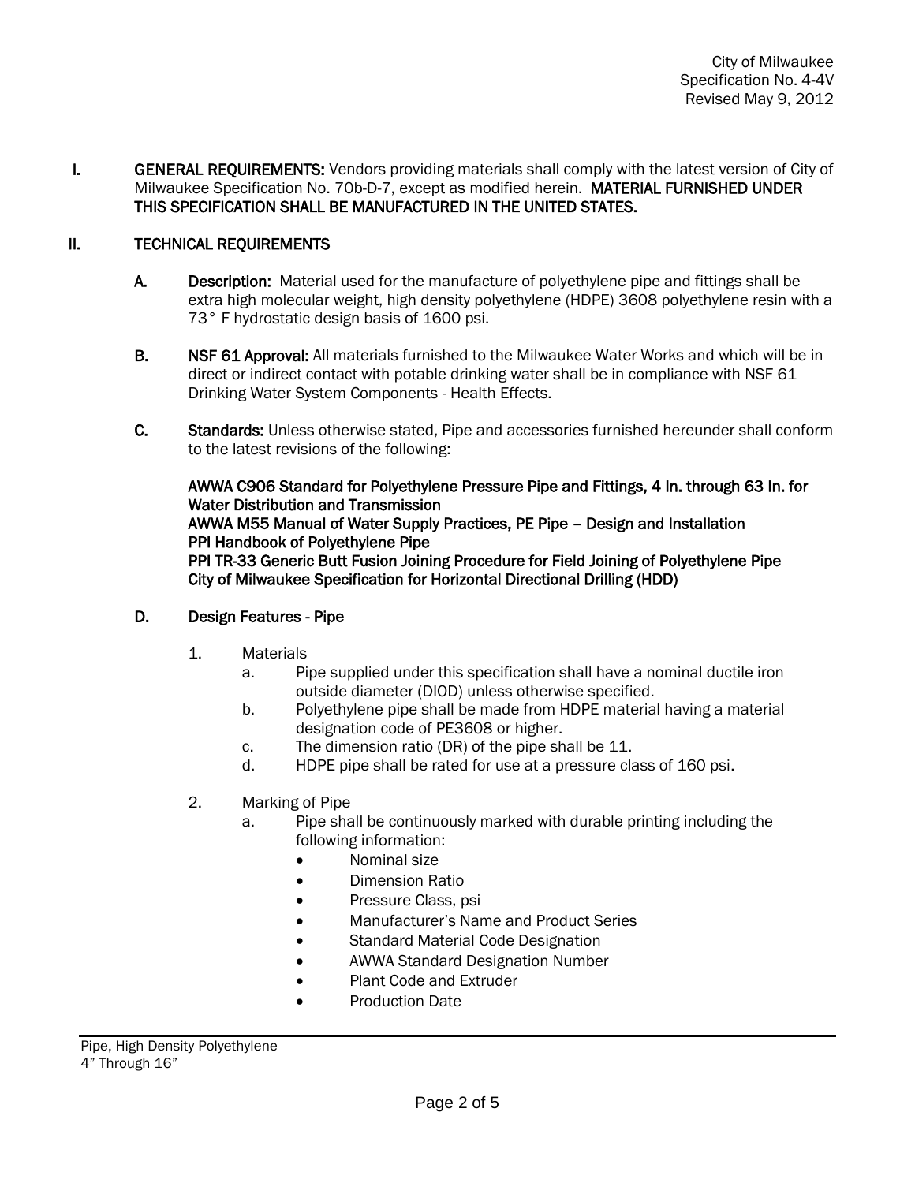I. **GENERAL REQUIREMENTS:** Vendors providing materials shall comply with the latest version of City of Milwaukee Specification No. 70b-D-7, except as modified herein. **MATERIAL FURNISHED UNDER THIS SPECIFICATION SHALL BE MANUFACTURED IN THE UNITED STATES.**

II. **TECHNICAL REQUIREMENTS**

A. **Description:** Material used for the manufacture of polyethylene pipe and fittings shall be extra high molecular weight, high density polyethylene (HDPE) 3608 polyethylene resin with a 73° F hydrostatic design basis of 1600 psi.

B. **NSF 61 Approval:** All materials furnished to the Milwaukee Water Works and which will be in direct or indirect contact with potable drinking water shall be in compliance with NSF 61 Drinking Water System Components - Health Effects.

C. **Standards:** Unless otherwise stated, Pipe and accessories furnished hereunder shall conform to the latest revisions of the following:

**AWWA C906 Standard for Polyethylene Pressure Pipe and Fittings, 4 In. through 63 In. for Water Distribution and Transmission**
**AWWA M55 Manual of Water Supply Practices, PE Pipe – Design and Installation**
**PPI Handbook of Polyethylene Pipe**
**PPI TR-33 Generic Butt Fusion Joining Procedure for Field Joining of Polyethylene Pipe**
**City of Milwaukee Specification for Horizontal Directional Drilling (HDD)**

D. **Design Features - Pipe**

1. Materials
   a. Pipe supplied under this specification shall have a nominal ductile iron outside diameter (DIOD) unless otherwise specified.
   b. Polyethylene pipe shall be made from HDPE material having a material designation code of PE3608 or higher.
   c. The dimension ratio (DR) of the pipe shall be 11.
   d. HDPE pipe shall be rated for use at a pressure class of 160 psi.

2. Marking of Pipe
   a. Pipe shall be continuously marked with durable printing including the following information:
      - Nominal size
      - Dimension Ratio
      - Pressure Class, psi
      - Manufacturer's Name and Product Series
      - Standard Material Code Designation
      - AWWA Standard Designation Number
      - Plant Code and Extruder
      - Production Date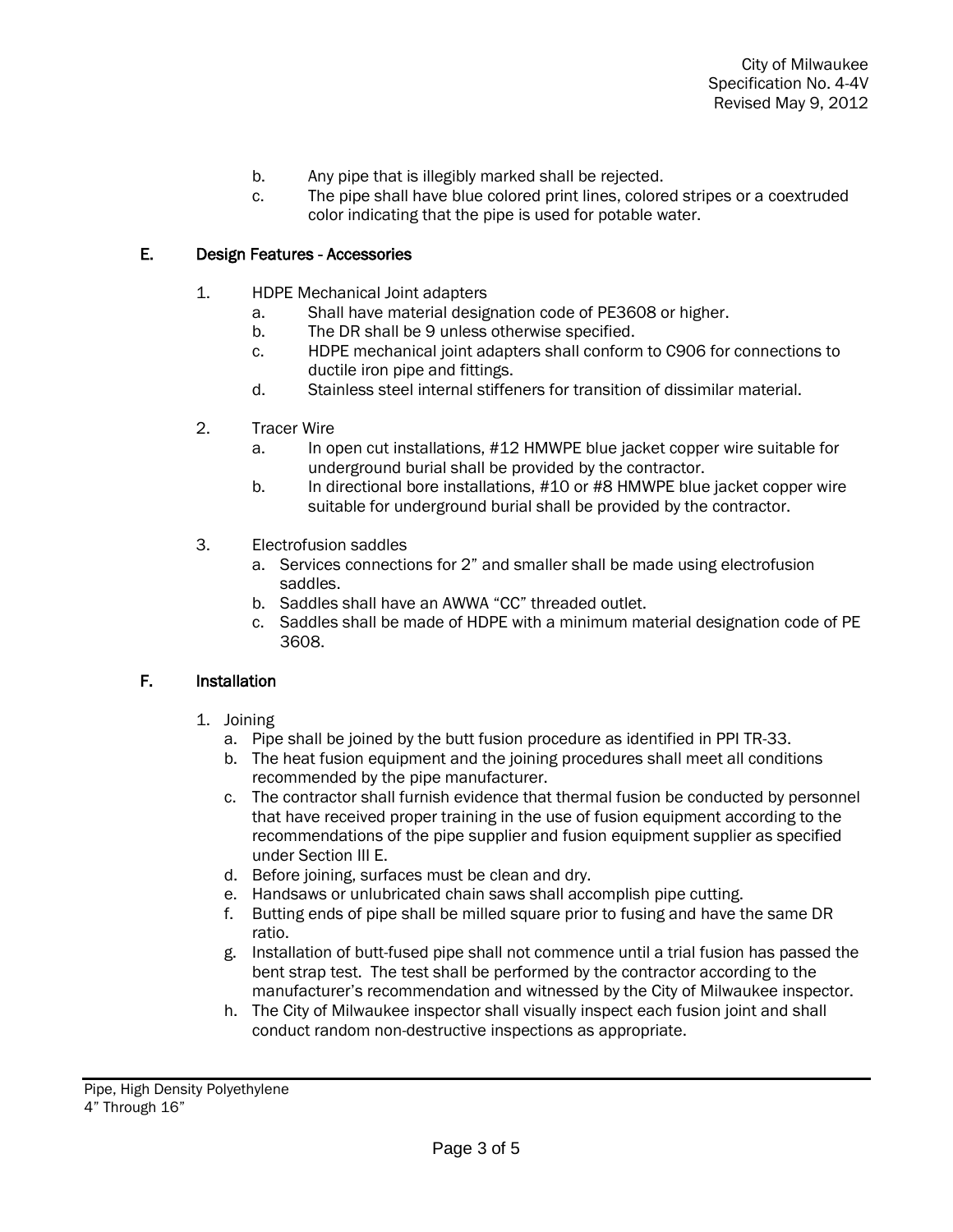b. Any pipe that is illegibly marked shall be rejected.
c. The pipe shall have blue colored print lines, colored stripes or a coextruded color indicating that the pipe is used for potable water.

## E. Design Features - Accessories

1. HDPE Mechanical Joint adapters
   a. Shall have material designation code of PE3608 or higher.
   b. The DR shall be 9 unless otherwise specified.
   c. HDPE mechanical joint adapters shall conform to C906 for connections to ductile iron pipe and fittings.
   d. Stainless steel internal stiffeners for transition of dissimilar material.

2. Tracer Wire
   a. In open cut installations, #12 HMWPE blue jacket copper wire suitable for underground burial shall be provided by the contractor.
   b. In directional bore installations, #10 or #8 HMWPE blue jacket copper wire suitable for underground burial shall be provided by the contractor.

3. Electrofusion saddles
   a. Services connections for 2" and smaller shall be made using electrofusion saddles.
   b. Saddles shall have an AWWA "CC" threaded outlet.
   c. Saddles shall be made of HDPE with a minimum material designation code of PE 3608.

## F. Installation

1. Joining
   a. Pipe shall be joined by the butt fusion procedure as identified in PPI TR-33.
   b. The heat fusion equipment and the joining procedures shall meet all conditions recommended by the pipe manufacturer.
   c. The contractor shall furnish evidence that thermal fusion be conducted by personnel that have received proper training in the use of fusion equipment according to the recommendations of the pipe supplier and fusion equipment supplier as specified under Section III E.
   d. Before joining, surfaces must be clean and dry.
   e. Handsaws or unlubricated chain saws shall accomplish pipe cutting.
   f. Butting ends of pipe shall be milled square prior to fusing and have the same DR ratio.
   g. Installation of butt-fused pipe shall not commence until a trial fusion has passed the bent strap test. The test shall be performed by the contractor according to the manufacturer's recommendation and witnessed by the City of Milwaukee inspector.
   h. The City of Milwaukee inspector shall visually inspect each fusion joint and shall conduct random non-destructive inspections as appropriate.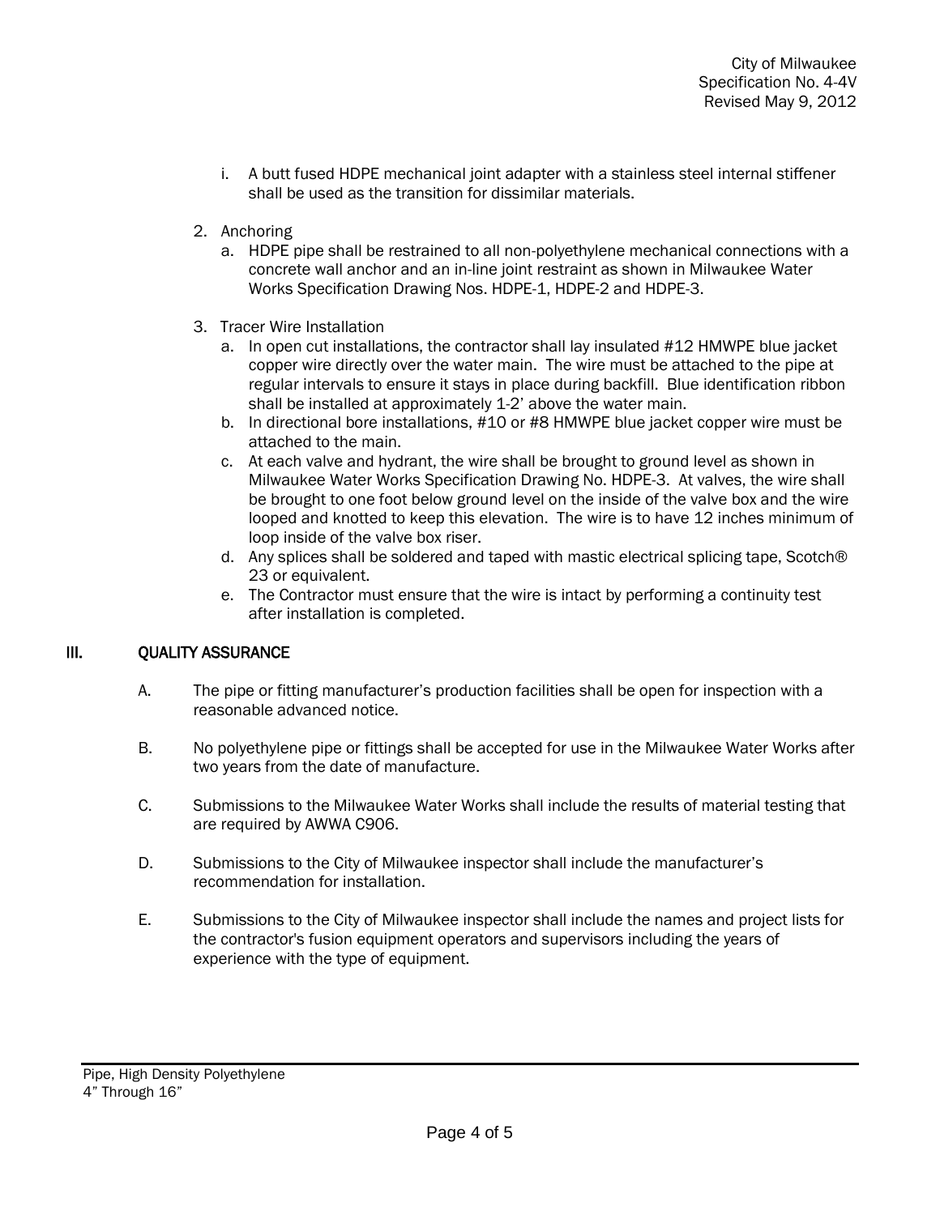i. A butt fused HDPE mechanical joint adapter with a stainless steel internal stiffener shall be used as the transition for dissimilar materials.

2. Anchoring
   a. HDPE pipe shall be restrained to all non-polyethylene mechanical connections with a concrete wall anchor and an in-line joint restraint as shown in Milwaukee Water Works Specification Drawing Nos. HDPE-1, HDPE-2 and HDPE-3.

3. Tracer Wire Installation
   a. In open cut installations, the contractor shall lay insulated #12 HMWPE blue jacket copper wire directly over the water main. The wire must be attached to the pipe at regular intervals to ensure it stays in place during backfill. Blue identification ribbon shall be installed at approximately 1-2' above the water main.
   b. In directional bore installations, #10 or #8 HMWPE blue jacket copper wire must be attached to the main.
   c. At each valve and hydrant, the wire shall be brought to ground level as shown in Milwaukee Water Works Specification Drawing No. HDPE-3. At valves, the wire shall be brought to one foot below ground level on the inside of the valve box and the wire looped and knotted to keep this elevation. The wire is to have 12 inches minimum of loop inside of the valve box riser.
   d. Any splices shall be soldered and taped with mastic electrical splicing tape, Scotch® 23 or equivalent.
   e. The Contractor must ensure that the wire is intact by performing a continuity test after installation is completed.

## III. QUALITY ASSURANCE

A. The pipe or fitting manufacturer's production facilities shall be open for inspection with a reasonable advanced notice.

B. No polyethylene pipe or fittings shall be accepted for use in the Milwaukee Water Works after two years from the date of manufacture.

C. Submissions to the Milwaukee Water Works shall include the results of material testing that are required by AWWA C906.

D. Submissions to the City of Milwaukee inspector shall include the manufacturer's recommendation for installation.

E. Submissions to the City of Milwaukee inspector shall include the names and project lists for the contractor's fusion equipment operators and supervisors including the years of experience with the type of equipment.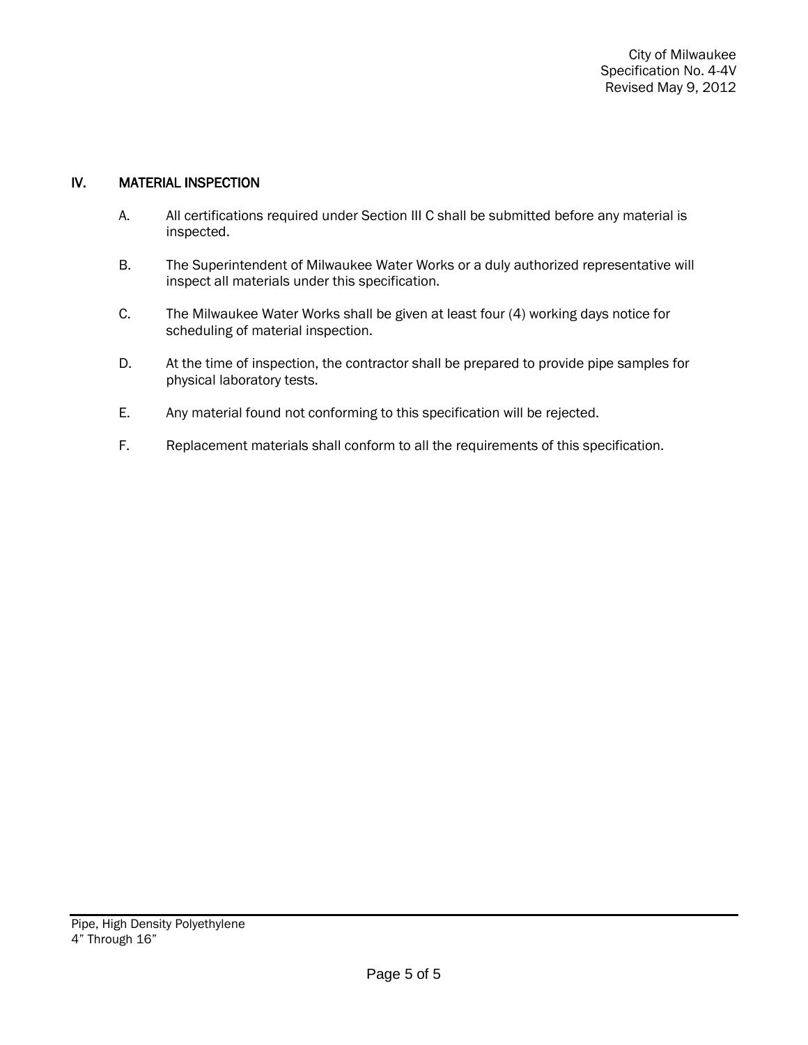## IV. MATERIAL INSPECTION

A. All certifications required under Section III C shall be submitted before any material is inspected.

B. The Superintendent of Milwaukee Water Works or a duly authorized representative will inspect all materials under this specification.

C. The Milwaukee Water Works shall be given at least four (4) working days notice for scheduling of material inspection.

D. At the time of inspection, the contractor shall be prepared to provide pipe samples for physical laboratory tests.

E. Any material found not conforming to this specification will be rejected.

F. Replacement materials shall conform to all the requirements of this specification.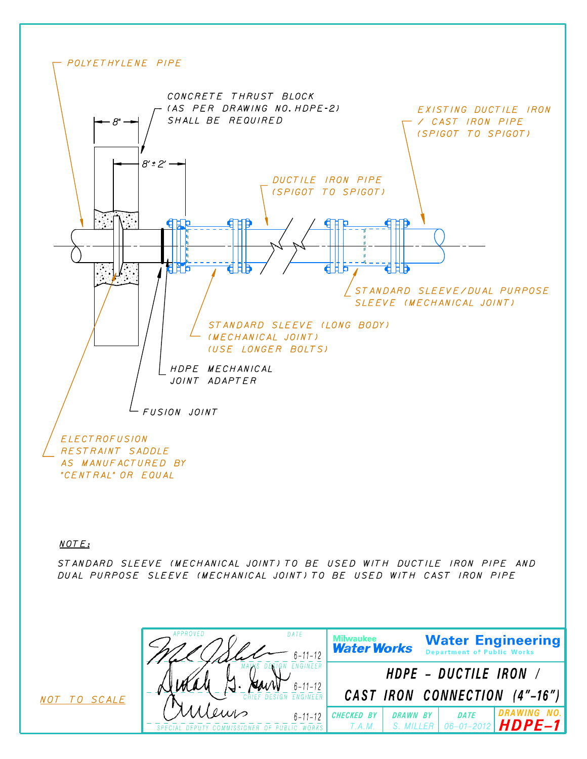POLYETHYLENE PIPE

CONCRETE THRUST BLOCK (AS PER DRAWING NO. HDPE-2) SHALL BE REQUIRED

8"

8' ± 2'

EXISTING DUCTILE IRON / CAST IRON PIPE (SPIGOT TO SPIGOT)

DUCTILE IRON PIPE (SPIGOT TO SPIGOT)

STANDARD SLEEVE/DUAL PURPOSE SLEEVE (MECHANICAL JOINT)

STANDARD SLEEVE (LONG BODY) (MECHANICAL JOINT) (USE LONGER BOLTS)

HDPE MECHANICAL JOINT ADAPTER

FUSION JOINT

ELECTROFUSION RESTRAINT SADDLE AS MANUFACTURED BY "CENTRAL" OR EQUAL

NOTE:

STANDARD SLEEVE (MECHANICAL JOINT) TO BE USED WITH DUCTILE IRON PIPE AND DUAL PURPOSE SLEEVE (MECHANICAL JOINT) TO BE USED WITH CAST IRON PIPE

NOT TO SCALE

| APPROVED | DATE |
|---|---|
| MAINS DESIGN ENGINEER | 6-11-12 |
| CHIEF DESIGN ENGINEER | 6-11-12 |
| SPECIAL DEPUTY COMMISSIONER OF PUBLIC WORKS | 6-11-12 |

Milwaukee Water Works — Water Engineering, Department of Public Works

HDPE - DUCTILE IRON / CAST IRON CONNECTION (4"-16")

| CHECKED BY | DRAWN BY | DATE | DRAWING NO. |
|---|---|---|---|
| T.A.M. | S. MILLER | 06-01-2012 | HDPE-1 |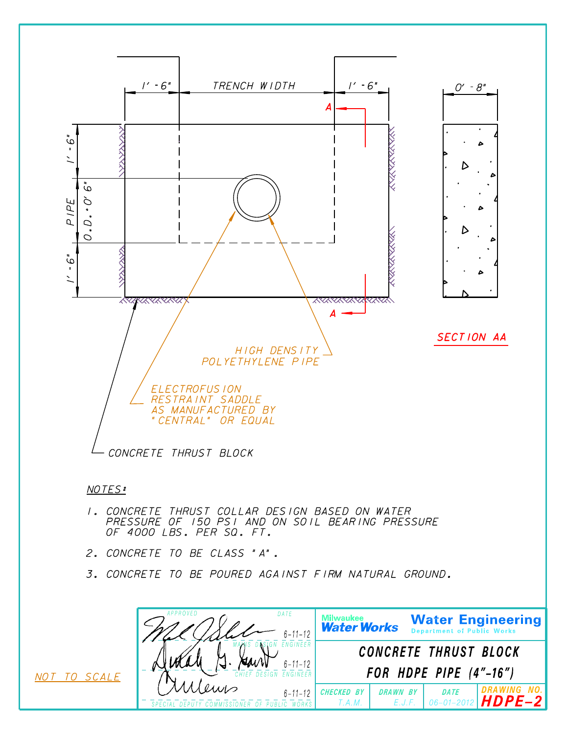1'-6" | TRENCH WIDTH | 1'-6"

0'-8"

1'-6"

PIPE O.D. + 0'6"

1'-6"

A

A

SECTION AA

HIGH DENSITY POLYETHYLENE PIPE

ELECTROFUSION RESTRAINT SADDLE AS MANUFACTURED BY "CENTRAL" OR EQUAL

CONCRETE THRUST BLOCK

NOTES:

1. CONCRETE THRUST COLLAR DESIGN BASED ON WATER PRESSURE OF 150 PSI AND ON SOIL BEARING PRESSURE OF 4000 LBS. PER SQ. FT.

2. CONCRETE TO BE CLASS "A".

3. CONCRETE TO BE POURED AGAINST FIRM NATURAL GROUND.

NOT TO SCALE

| APPROVED | DATE |
|---|---|
| MAINS DESIGN ENGINEER | 6-11-12 |
| CHIEF DESIGN ENGINEER | 6-11-12 |
| SPECIAL DEPUTY COMMISSIONER OF PUBLIC WORKS | 6-11-12 |

Milwaukee Water Works

Water Engineering
Department of Public Works

CONCRETE THRUST BLOCK FOR HDPE PIPE (4"-16")

| CHECKED BY | DRAWN BY | DATE | DRAWING NO. |
|---|---|---|---|
| T.A.M. | E.J.F. | 06-01-2012 | HDPE-2 |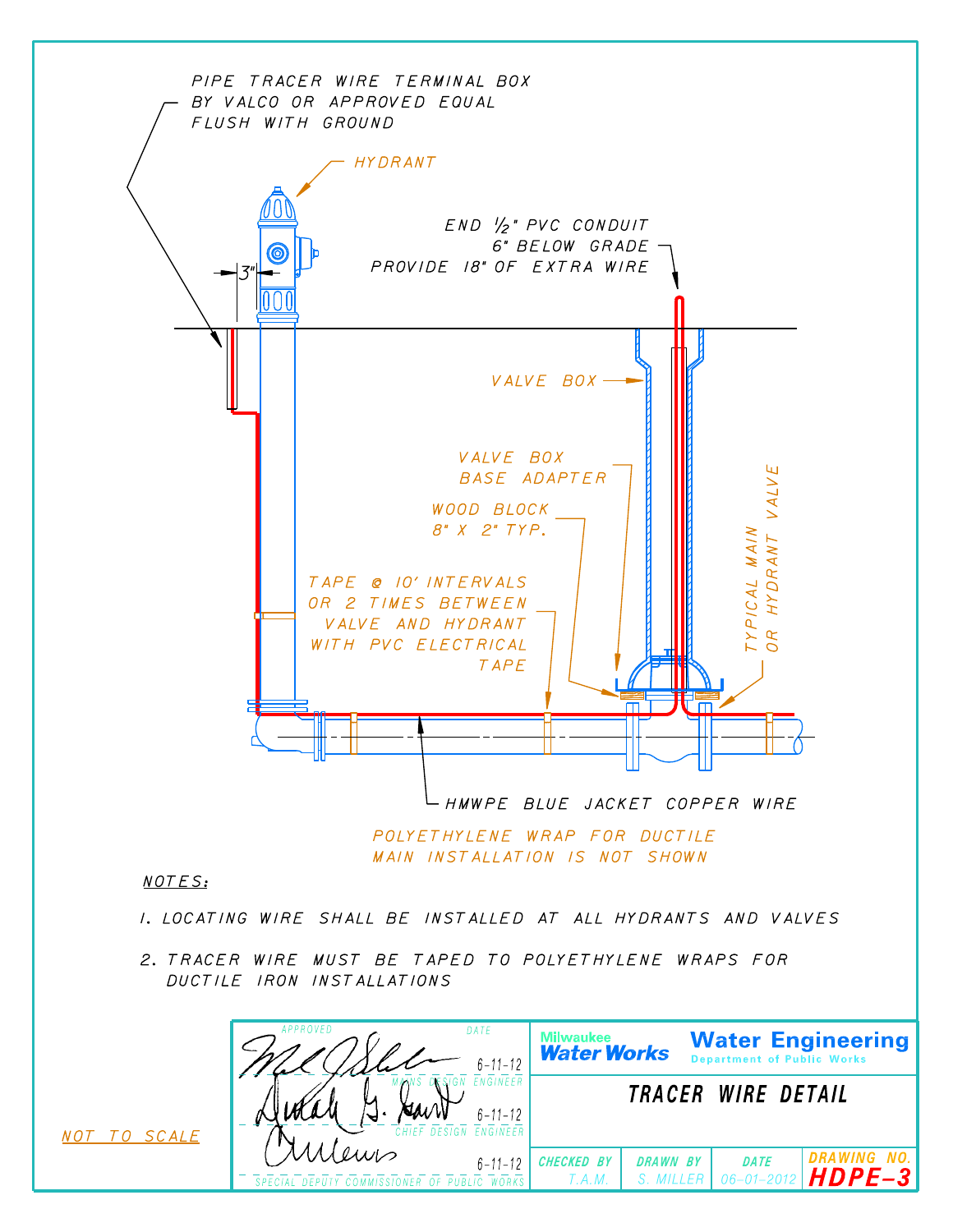PIPE TRACER WIRE TERMINAL BOX
BY VALCO OR APPROVED EQUAL
FLUSH WITH GROUND

HYDRANT

3"

END ½" PVC CONDUIT
6" BELOW GRADE
PROVIDE 18" OF EXTRA WIRE

VALVE BOX

VALVE BOX
BASE ADAPTER

WOOD BLOCK
8" X 2" TYP.

TYPICAL MAIN
OR HYDRANT VALVE

TAPE @ 10' INTERVALS
OR 2 TIMES BETWEEN
VALVE AND HYDRANT
WITH PVC ELECTRICAL
TAPE

HMWPE BLUE JACKET COPPER WIRE

POLYETHYLENE WRAP FOR DUCTILE
MAIN INSTALLATION IS NOT SHOWN

NOTES:

1. LOCATING WIRE SHALL BE INSTALLED AT ALL HYDRANTS AND VALVES
2. TRACER WIRE MUST BE TAPED TO POLYETHYLENE WRAPS FOR DUCTILE IRON INSTALLATIONS

NOT TO SCALE

| APPROVED | DATE |
| --- | --- |
| MAINS DESIGN ENGINEER | 6-11-12 |
| CHIEF DESIGN ENGINEER | 6-11-12 |
| SPECIAL DEPUTY COMMISSIONER OF PUBLIC WORKS | 6-11-12 |

Milwaukee Water Works — Water Engineering, Department of Public Works

TRACER WIRE DETAIL

| CHECKED BY | DRAWN BY | DATE | DRAWING NO. |
| --- | --- | --- | --- |
| T.A.M. | S. MILLER | 06-01-2012 | HDPE-3 |